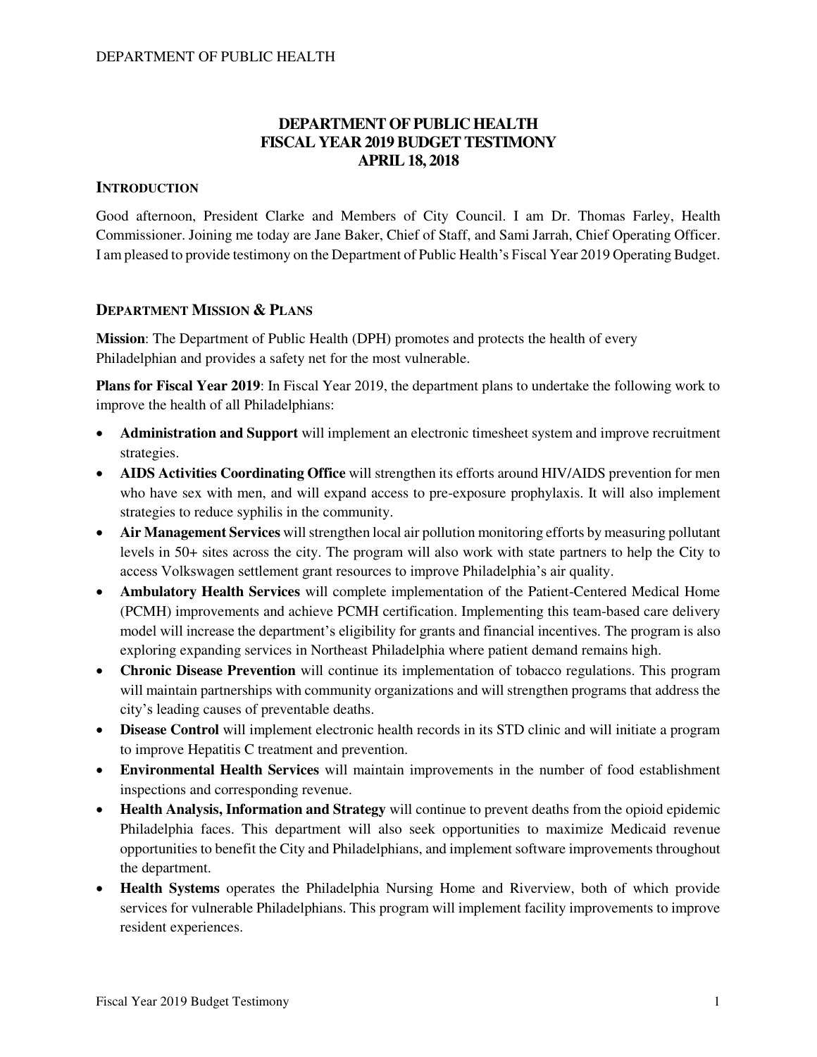# DEPARTMENT OF PUBLIC HEALTH
# FISCAL YEAR 2019 BUDGET TESTIMONY
# APRIL 18, 2018

## INTRODUCTION

Good afternoon, President Clarke and Members of City Council. I am Dr. Thomas Farley, Health Commissioner. Joining me today are Jane Baker, Chief of Staff, and Sami Jarrah, Chief Operating Officer. I am pleased to provide testimony on the Department of Public Health's Fiscal Year 2019 Operating Budget.

## DEPARTMENT MISSION & PLANS

**Mission**: The Department of Public Health (DPH) promotes and protects the health of every Philadelphian and provides a safety net for the most vulnerable.

**Plans for Fiscal Year 2019**: In Fiscal Year 2019, the department plans to undertake the following work to improve the health of all Philadelphians:

- **Administration and Support** will implement an electronic timesheet system and improve recruitment strategies.
- **AIDS Activities Coordinating Office** will strengthen its efforts around HIV/AIDS prevention for men who have sex with men, and will expand access to pre-exposure prophylaxis. It will also implement strategies to reduce syphilis in the community.
- **Air Management Services** will strengthen local air pollution monitoring efforts by measuring pollutant levels in 50+ sites across the city. The program will also work with state partners to help the City to access Volkswagen settlement grant resources to improve Philadelphia's air quality.
- **Ambulatory Health Services** will complete implementation of the Patient-Centered Medical Home (PCMH) improvements and achieve PCMH certification. Implementing this team-based care delivery model will increase the department's eligibility for grants and financial incentives. The program is also exploring expanding services in Northeast Philadelphia where patient demand remains high.
- **Chronic Disease Prevention** will continue its implementation of tobacco regulations. This program will maintain partnerships with community organizations and will strengthen programs that address the city's leading causes of preventable deaths.
- **Disease Control** will implement electronic health records in its STD clinic and will initiate a program to improve Hepatitis C treatment and prevention.
- **Environmental Health Services** will maintain improvements in the number of food establishment inspections and corresponding revenue.
- **Health Analysis, Information and Strategy** will continue to prevent deaths from the opioid epidemic Philadelphia faces. This department will also seek opportunities to maximize Medicaid revenue opportunities to benefit the City and Philadelphians, and implement software improvements throughout the department.
- **Health Systems** operates the Philadelphia Nursing Home and Riverview, both of which provide services for vulnerable Philadelphians. This program will implement facility improvements to improve resident experiences.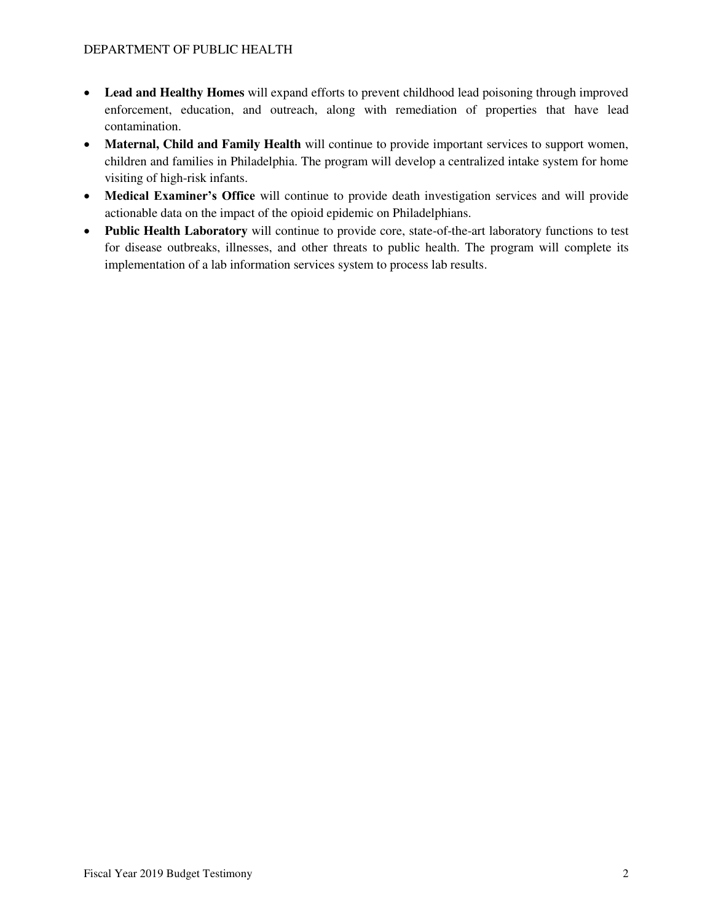- **Lead and Healthy Homes** will expand efforts to prevent childhood lead poisoning through improved enforcement, education, and outreach, along with remediation of properties that have lead contamination.
- **Maternal, Child and Family Health** will continue to provide important services to support women, children and families in Philadelphia. The program will develop a centralized intake system for home visiting of high-risk infants.
- **Medical Examiner's Office** will continue to provide death investigation services and will provide actionable data on the impact of the opioid epidemic on Philadelphians.
- **Public Health Laboratory** will continue to provide core, state-of-the-art laboratory functions to test for disease outbreaks, illnesses, and other threats to public health. The program will complete its implementation of a lab information services system to process lab results.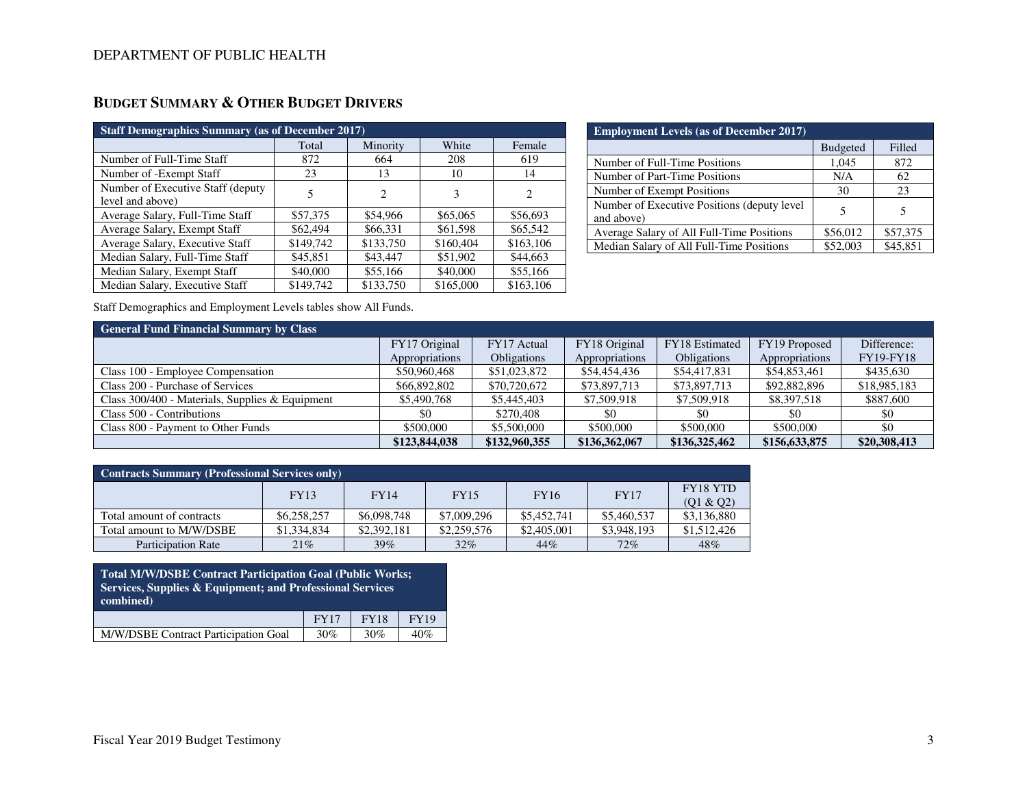DEPARTMENT OF PUBLIC HEALTH

## Budget Summary & Other Budget Drivers

| Staff Demographics Summary (as of December 2017) | | | | |
|---|---|---|---|---|
| | Total | Minority | White | Female |
| Number of Full-Time Staff | 872 | 664 | 208 | 619 |
| Number of -Exempt Staff | 23 | 13 | 10 | 14 |
| Number of Executive Staff (deputy level and above) | 5 | 2 | 3 | 2 |
| Average Salary, Full-Time Staff | $57,375 | $54,966 | $65,065 | $56,693 |
| Average Salary, Exempt Staff | $62,494 | $66,331 | $61,598 | $65,542 |
| Average Salary, Executive Staff | $149,742 | $133,750 | $160,404 | $163,106 |
| Median Salary, Full-Time Staff | $45,851 | $43,447 | $51,902 | $44,663 |
| Median Salary, Exempt Staff | $40,000 | $55,166 | $40,000 | $55,166 |
| Median Salary, Executive Staff | $149,742 | $133,750 | $165,000 | $163,106 |

| Employment Levels (as of December 2017) | | |
|---|---|---|
| | Budgeted | Filled |
| Number of Full-Time Positions | 1,045 | 872 |
| Number of Part-Time Positions | N/A | 62 |
| Number of Exempt Positions | 30 | 23 |
| Number of Executive Positions (deputy level and above) | 5 | 5 |
| Average Salary of All Full-Time Positions | $56,012 | $57,375 |
| Median Salary of All Full-Time Positions | $52,003 | $45,851 |

Staff Demographics and Employment Levels tables show All Funds.

| General Fund Financial Summary by Class | | | | | | |
|---|---|---|---|---|---|---|
| | FY17 Original Appropriations | FY17 Actual Obligations | FY18 Original Appropriations | FY18 Estimated Obligations | FY19 Proposed Appropriations | Difference: FY19-FY18 |
| Class 100 - Employee Compensation | $50,960,468 | $51,023,872 | $54,454,436 | $54,417,831 | $54,853,461 | $435,630 |
| Class 200 - Purchase of Services | $66,892,802 | $70,720,672 | $73,897,713 | $73,897,713 | $92,882,896 | $18,985,183 |
| Class 300/400 - Materials, Supplies & Equipment | $5,490,768 | $5,445,403 | $7,509,918 | $7,509,918 | $8,397,518 | $887,600 |
| Class 500 - Contributions | $0 | $270,408 | $0 | $0 | $0 | $0 |
| Class 800 - Payment to Other Funds | $500,000 | $5,500,000 | $500,000 | $500,000 | $500,000 | $0 |
| | **$123,844,038** | **$132,960,355** | **$136,362,067** | **$136,325,462** | **$156,633,875** | **$20,308,413** |

| Contracts Summary (Professional Services only) | | | | | | |
|---|---|---|---|---|---|---|
| | FY13 | FY14 | FY15 | FY16 | FY17 | FY18 YTD (Q1 & Q2) |
| Total amount of contracts | $6,258,257 | $6,098,748 | $7,009,296 | $5,452,741 | $5,460,537 | $3,136,880 |
| Total amount to M/W/DSBE | $1,334,834 | $2,392,181 | $2,259,576 | $2,405,001 | $3,948,193 | $1,512,426 |
| Participation Rate | 21% | 39% | 32% | 44% | 72% | 48% |

| Total M/W/DSBE Contract Participation Goal (Public Works; Services, Supplies & Equipment; and Professional Services combined) | | | |
|---|---|---|---|
| | FY17 | FY18 | FY19 |
| M/W/DSBE Contract Participation Goal | 30% | 30% | 40% |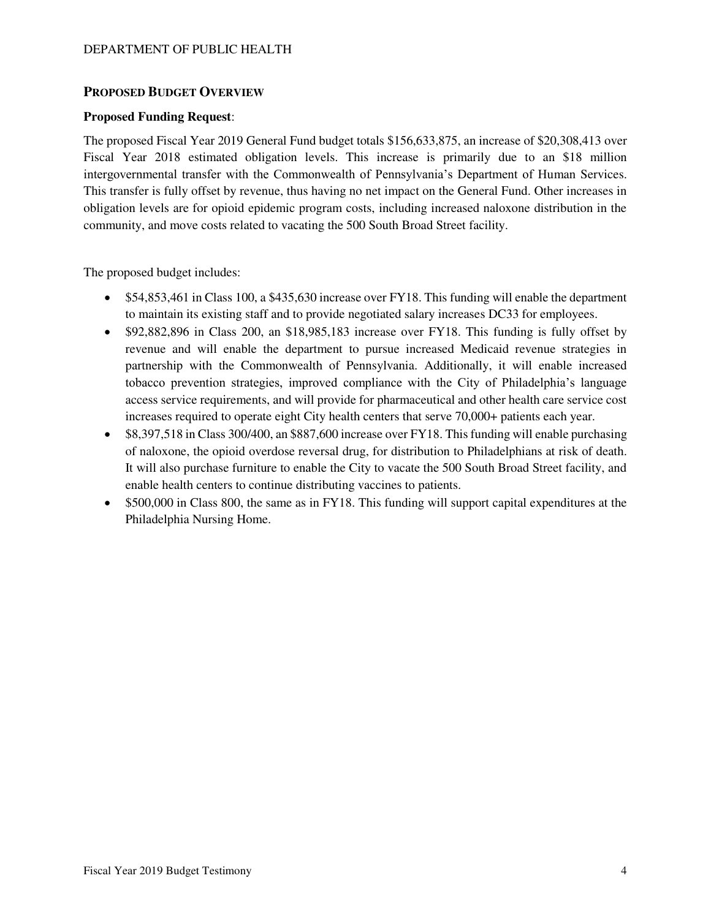## Proposed Budget Overview

**Proposed Funding Request**:

The proposed Fiscal Year 2019 General Fund budget totals $156,633,875, an increase of $20,308,413 over Fiscal Year 2018 estimated obligation levels. This increase is primarily due to an $18 million intergovernmental transfer with the Commonwealth of Pennsylvania's Department of Human Services. This transfer is fully offset by revenue, thus having no net impact on the General Fund. Other increases in obligation levels are for opioid epidemic program costs, including increased naloxone distribution in the community, and move costs related to vacating the 500 South Broad Street facility.

The proposed budget includes:

- $54,853,461 in Class 100, a $435,630 increase over FY18. This funding will enable the department to maintain its existing staff and to provide negotiated salary increases DC33 for employees.
- $92,882,896 in Class 200, an $18,985,183 increase over FY18. This funding is fully offset by revenue and will enable the department to pursue increased Medicaid revenue strategies in partnership with the Commonwealth of Pennsylvania. Additionally, it will enable increased tobacco prevention strategies, improved compliance with the City of Philadelphia's language access service requirements, and will provide for pharmaceutical and other health care service cost increases required to operate eight City health centers that serve 70,000+ patients each year.
- $8,397,518 in Class 300/400, an $887,600 increase over FY18. This funding will enable purchasing of naloxone, the opioid overdose reversal drug, for distribution to Philadelphians at risk of death. It will also purchase furniture to enable the City to vacate the 500 South Broad Street facility, and enable health centers to continue distributing vaccines to patients.
- $500,000 in Class 800, the same as in FY18. This funding will support capital expenditures at the Philadelphia Nursing Home.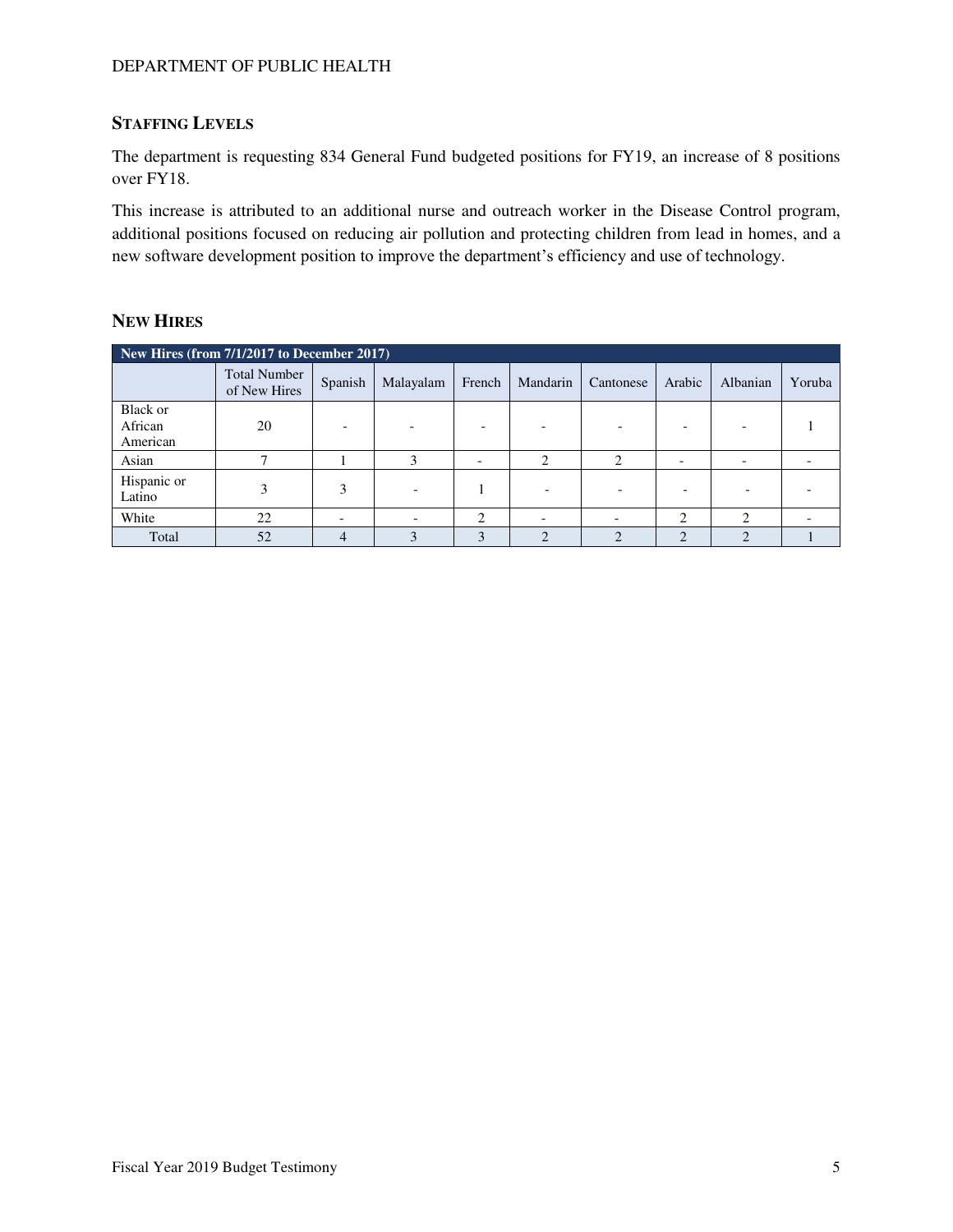## STAFFING LEVELS

The department is requesting 834 General Fund budgeted positions for FY19, an increase of 8 positions over FY18.

This increase is attributed to an additional nurse and outreach worker in the Disease Control program, additional positions focused on reducing air pollution and protecting children from lead in homes, and a new software development position to improve the department's efficiency and use of technology.

## NEW HIRES

| New Hires (from 7/1/2017 to December 2017) | | | | | | | | | |
|---|---|---|---|---|---|---|---|---|---|
| | Total Number of New Hires | Spanish | Malayalam | French | Mandarin | Cantonese | Arabic | Albanian | Yoruba |
| Black or African American | 20 | - | - | - | - | - | - | - | 1 |
| Asian | 7 | 1 | 3 | - | 2 | 2 | - | - | - |
| Hispanic or Latino | 3 | 3 | - | 1 | - | - | - | - | - |
| White | 22 | - | - | 2 | - | - | 2 | 2 | - |
| Total | 52 | 4 | 3 | 3 | 2 | 2 | 2 | 2 | 1 |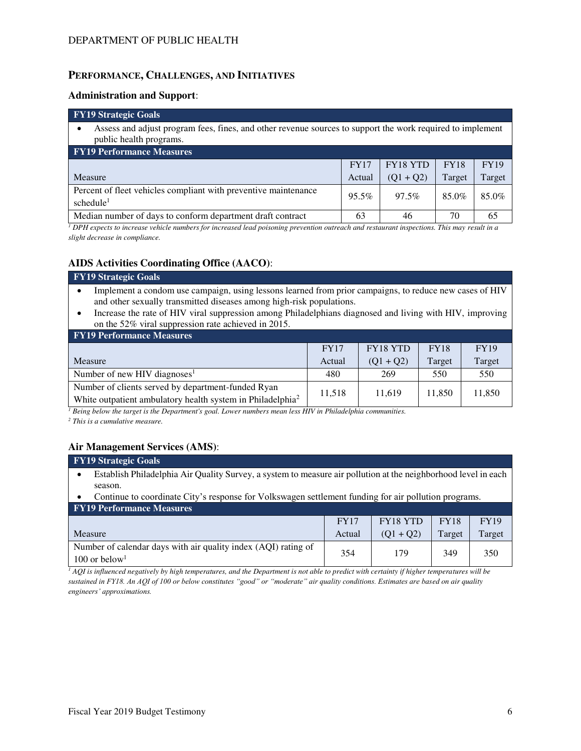## PERFORMANCE, CHALLENGES, AND INITIATIVES

### Administration and Support:

**FY19 Strategic Goals**

- Assess and adjust program fees, fines, and other revenue sources to support the work required to implement public health programs.

**FY19 Performance Measures**

| Measure | FY17 Actual | FY18 YTD (Q1 + Q2) | FY18 Target | FY19 Target |
|---|---|---|---|---|
| Percent of fleet vehicles compliant with preventive maintenance schedule[1] | 95.5% | 97.5% | 85.0% | 85.0% |
| Median number of days to conform department draft contract | 63 | 46 | 70 | 65 |

*[1] DPH expects to increase vehicle numbers for increased lead poisoning prevention outreach and restaurant inspections. This may result in a slight decrease in compliance.*

### AIDS Activities Coordinating Office (AACO):

**FY19 Strategic Goals**

- Implement a condom use campaign, using lessons learned from prior campaigns, to reduce new cases of HIV and other sexually transmitted diseases among high-risk populations.
- Increase the rate of HIV viral suppression among Philadelphians diagnosed and living with HIV, improving on the 52% viral suppression rate achieved in 2015.

**FY19 Performance Measures**

| Measure | FY17 Actual | FY18 YTD (Q1 + Q2) | FY18 Target | FY19 Target |
|---|---|---|---|---|
| Number of new HIV diagnoses[1] | 480 | 269 | 550 | 550 |
| Number of clients served by department-funded Ryan White outpatient ambulatory health system in Philadelphia[2] | 11,518 | 11,619 | 11,850 | 11,850 |

*[1] Being below the target is the Department's goal. Lower numbers mean less HIV in Philadelphia communities.*

*[2] This is a cumulative measure.*

### Air Management Services (AMS):

**FY19 Strategic Goals**

- Establish Philadelphia Air Quality Survey, a system to measure air pollution at the neighborhood level in each season.
- Continue to coordinate City's response for Volkswagen settlement funding for air pollution programs.

**FY19 Performance Measures**

| Measure | FY17 Actual | FY18 YTD (Q1 + Q2) | FY18 Target | FY19 Target |
|---|---|---|---|---|
| Number of calendar days with air quality index (AQI) rating of 100 or below[1] | 354 | 179 | 349 | 350 |

*[1] AQI is influenced negatively by high temperatures, and the Department is not able to predict with certainty if higher temperatures will be sustained in FY18. An AQI of 100 or below constitutes "good" or "moderate" air quality conditions. Estimates are based on air quality engineers' approximations.*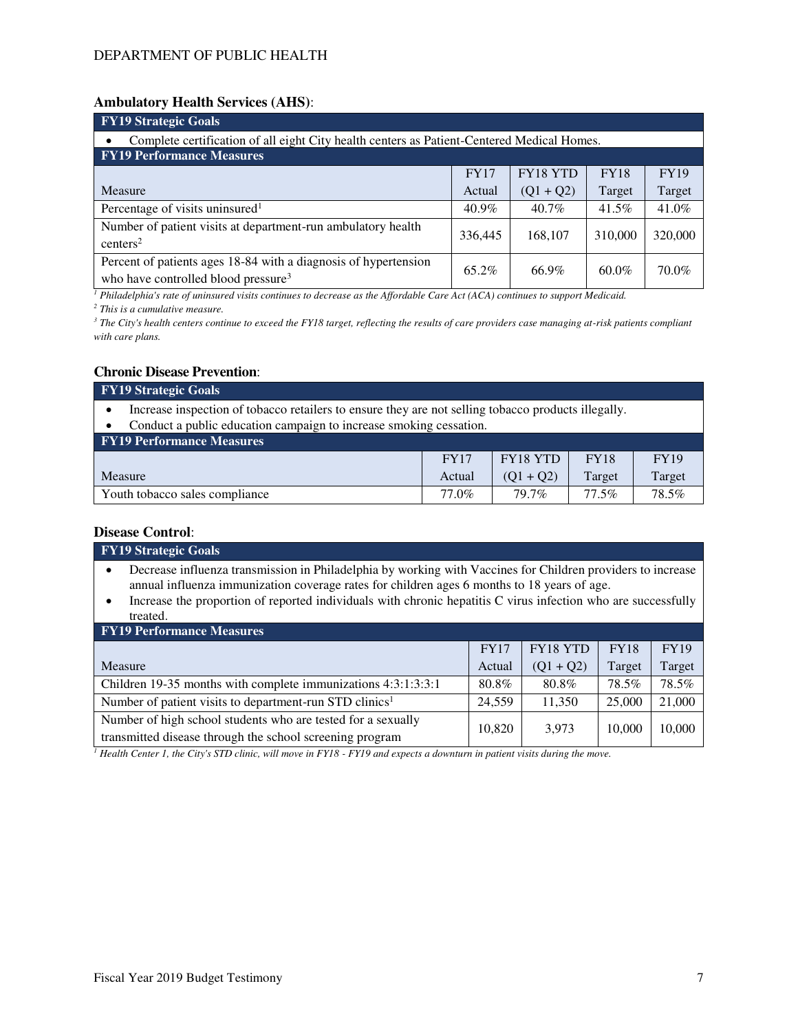### Ambulatory Health Services (AHS):

| FY19 Strategic Goals | | | | |
|---|---|---|---|---|
| • Complete certification of all eight City health centers as Patient-Centered Medical Homes. | | | | |
| **FY19 Performance Measures** | | | | |
| Measure | FY17 Actual | FY18 YTD (Q1 + Q2) | FY18 Target | FY19 Target |
| Percentage of visits uninsured[1] | 40.9% | 40.7% | 41.5% | 41.0% |
| Number of patient visits at department-run ambulatory health centers[2] | 336,445 | 168,107 | 310,000 | 320,000 |
| Percent of patients ages 18-84 with a diagnosis of hypertension who have controlled blood pressure[3] | 65.2% | 66.9% | 60.0% | 70.0% |

*[1] Philadelphia's rate of uninsured visits continues to decrease as the Affordable Care Act (ACA) continues to support Medicaid.*

*[2] This is a cumulative measure.*

*[3] The City's health centers continue to exceed the FY18 target, reflecting the results of care providers case managing at-risk patients compliant with care plans.*

### Chronic Disease Prevention:

| FY19 Strategic Goals | | | | |
|---|---|---|---|---|
| • Increase inspection of tobacco retailers to ensure they are not selling tobacco products illegally.<br>• Conduct a public education campaign to increase smoking cessation. | | | | |
| **FY19 Performance Measures** | | | | |
| Measure | FY17 Actual | FY18 YTD (Q1 + Q2) | FY18 Target | FY19 Target |
| Youth tobacco sales compliance | 77.0% | 79.7% | 77.5% | 78.5% |

### Disease Control:

| FY19 Strategic Goals | | | | |
|---|---|---|---|---|
| • Decrease influenza transmission in Philadelphia by working with Vaccines for Children providers to increase annual influenza immunization coverage rates for children ages 6 months to 18 years of age.<br>• Increase the proportion of reported individuals with chronic hepatitis C virus infection who are successfully treated. | | | | |
| **FY19 Performance Measures** | | | | |
| Measure | FY17 Actual | FY18 YTD (Q1 + Q2) | FY18 Target | FY19 Target |
| Children 19-35 months with complete immunizations 4:3:1:3:3:1 | 80.8% | 80.8% | 78.5% | 78.5% |
| Number of patient visits to department-run STD clinics[1] | 24,559 | 11,350 | 25,000 | 21,000 |
| Number of high school students who are tested for a sexually transmitted disease through the school screening program | 10,820 | 3,973 | 10,000 | 10,000 |

*[1] Health Center 1, the City's STD clinic, will move in FY18 - FY19 and expects a downturn in patient visits during the move.*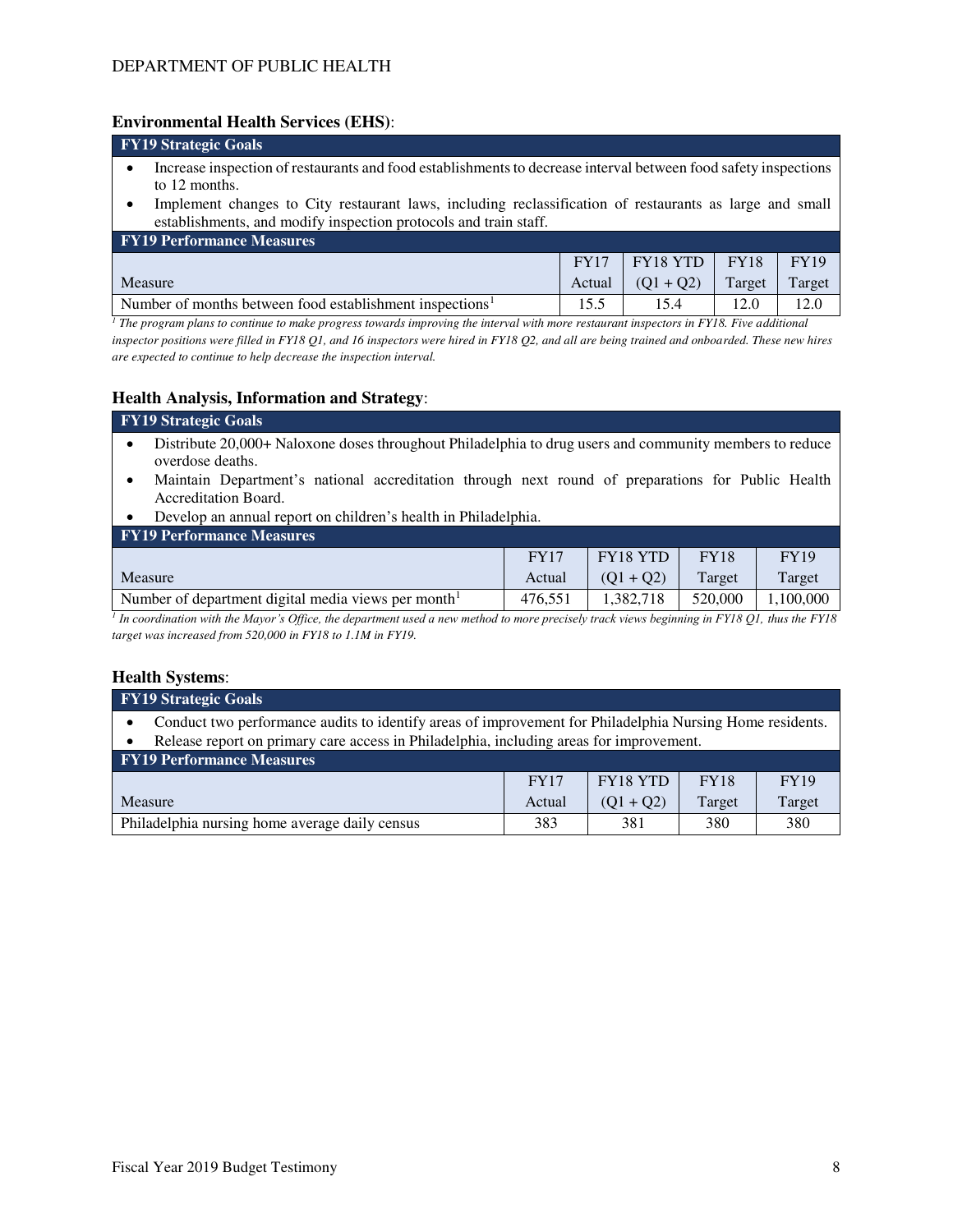### Environmental Health Services (EHS):

| FY19 Strategic Goals |
|---|

- Increase inspection of restaurants and food establishments to decrease interval between food safety inspections to 12 months.
- Implement changes to City restaurant laws, including reclassification of restaurants as large and small establishments, and modify inspection protocols and train staff.

**FY19 Performance Measures**

| Measure | FY17 Actual | FY18 YTD (Q1 + Q2) | FY18 Target | FY19 Target |
|---|---|---|---|---|
| Number of months between food establishment inspections[1] | 15.5 | 15.4 | 12.0 | 12.0 |

*[1] The program plans to continue to make progress towards improving the interval with more restaurant inspectors in FY18. Five additional inspector positions were filled in FY18 Q1, and 16 inspectors were hired in FY18 Q2, and all are being trained and onboarded. These new hires are expected to continue to help decrease the inspection interval.*

### Health Analysis, Information and Strategy:

| FY19 Strategic Goals |
|---|

- Distribute 20,000+ Naloxone doses throughout Philadelphia to drug users and community members to reduce overdose deaths.
- Maintain Department's national accreditation through next round of preparations for Public Health Accreditation Board.
- Develop an annual report on children's health in Philadelphia.

**FY19 Performance Measures**

| Measure | FY17 Actual | FY18 YTD (Q1 + Q2) | FY18 Target | FY19 Target |
|---|---|---|---|---|
| Number of department digital media views per month[1] | 476,551 | 1,382,718 | 520,000 | 1,100,000 |

*[1] In coordination with the Mayor's Office, the department used a new method to more precisely track views beginning in FY18 Q1, thus the FY18 target was increased from 520,000 in FY18 to 1.1M in FY19.*

### Health Systems:

| FY19 Strategic Goals |
|---|

- Conduct two performance audits to identify areas of improvement for Philadelphia Nursing Home residents.
- Release report on primary care access in Philadelphia, including areas for improvement.

**FY19 Performance Measures**

| Measure | FY17 Actual | FY18 YTD (Q1 + Q2) | FY18 Target | FY19 Target |
|---|---|---|---|---|
| Philadelphia nursing home average daily census | 383 | 381 | 380 | 380 |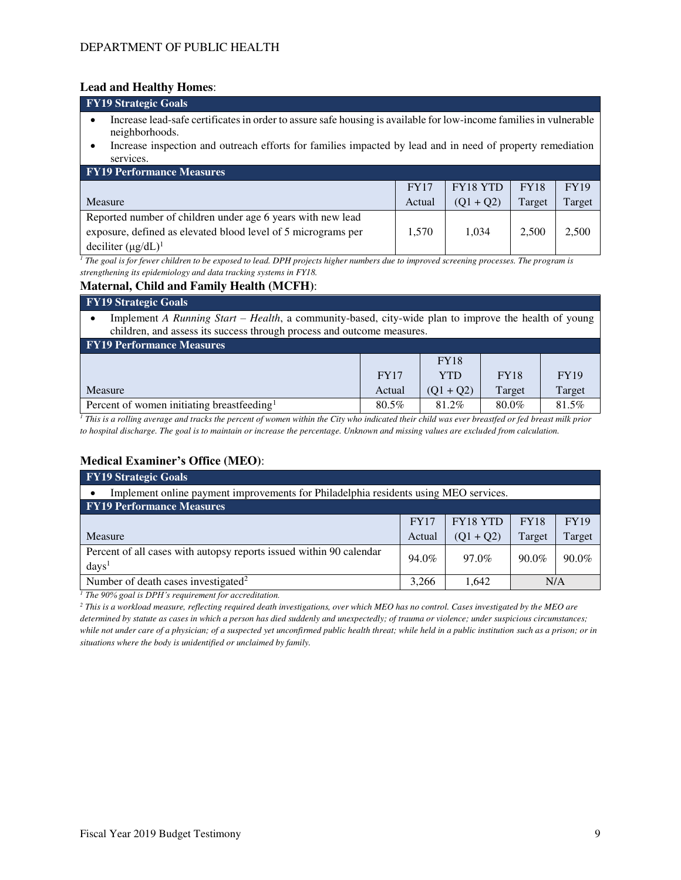### Lead and Healthy Homes:

| FY19 Strategic Goals | | | | |
|---|---|---|---|---|
| • Increase lead-safe certificates in order to assure safe housing is available for low-income families in vulnerable neighborhoods.<br>• Increase inspection and outreach efforts for families impacted by lead and in need of property remediation services. | | | | |
| **FY19 Performance Measures** | | | | |
| Measure | FY17 Actual | FY18 YTD (Q1 + Q2) | FY18 Target | FY19 Target |
| Reported number of children under age 6 years with new lead exposure, defined as elevated blood level of 5 micrograms per deciliter (μg/dL)[1] | 1,570 | 1,034 | 2,500 | 2,500 |

*[1] The goal is for fewer children to be exposed to lead. DPH projects higher numbers due to improved screening processes. The program is strengthening its epidemiology and data tracking systems in FY18.*

### Maternal, Child and Family Health (MCFH):

| FY19 Strategic Goals | | | | |
|---|---|---|---|---|
| • Implement *A Running Start – Health*, a community-based, city-wide plan to improve the health of young children, and assess its success through process and outcome measures. | | | | |
| **FY19 Performance Measures** | | | | |
| Measure | FY17 Actual | FY18 YTD (Q1 + Q2) | FY18 Target | FY19 Target |
| Percent of women initiating breastfeeding[1] | 80.5% | 81.2% | 80.0% | 81.5% |

*[1] This is a rolling average and tracks the percent of women within the City who indicated their child was ever breastfed or fed breast milk prior to hospital discharge. The goal is to maintain or increase the percentage. Unknown and missing values are excluded from calculation.*

### Medical Examiner's Office (MEO):

| FY19 Strategic Goals | | | | |
|---|---|---|---|---|
| • Implement online payment improvements for Philadelphia residents using MEO services. | | | | |
| **FY19 Performance Measures** | | | | |
| Measure | FY17 Actual | FY18 YTD (Q1 + Q2) | FY18 Target | FY19 Target |
| Percent of all cases with autopsy reports issued within 90 calendar days[1] | 94.0% | 97.0% | 90.0% | 90.0% |
| Number of death cases investigated[2] | 3,266 | 1,642 | N/A | |

*[1] The 90% goal is DPH's requirement for accreditation.*

*[2] This is a workload measure, reflecting required death investigations, over which MEO has no control. Cases investigated by the MEO are determined by statute as cases in which a person has died suddenly and unexpectedly; of trauma or violence; under suspicious circumstances; while not under care of a physician; of a suspected yet unconfirmed public health threat; while held in a public institution such as a prison; or in situations where the body is unidentified or unclaimed by family.*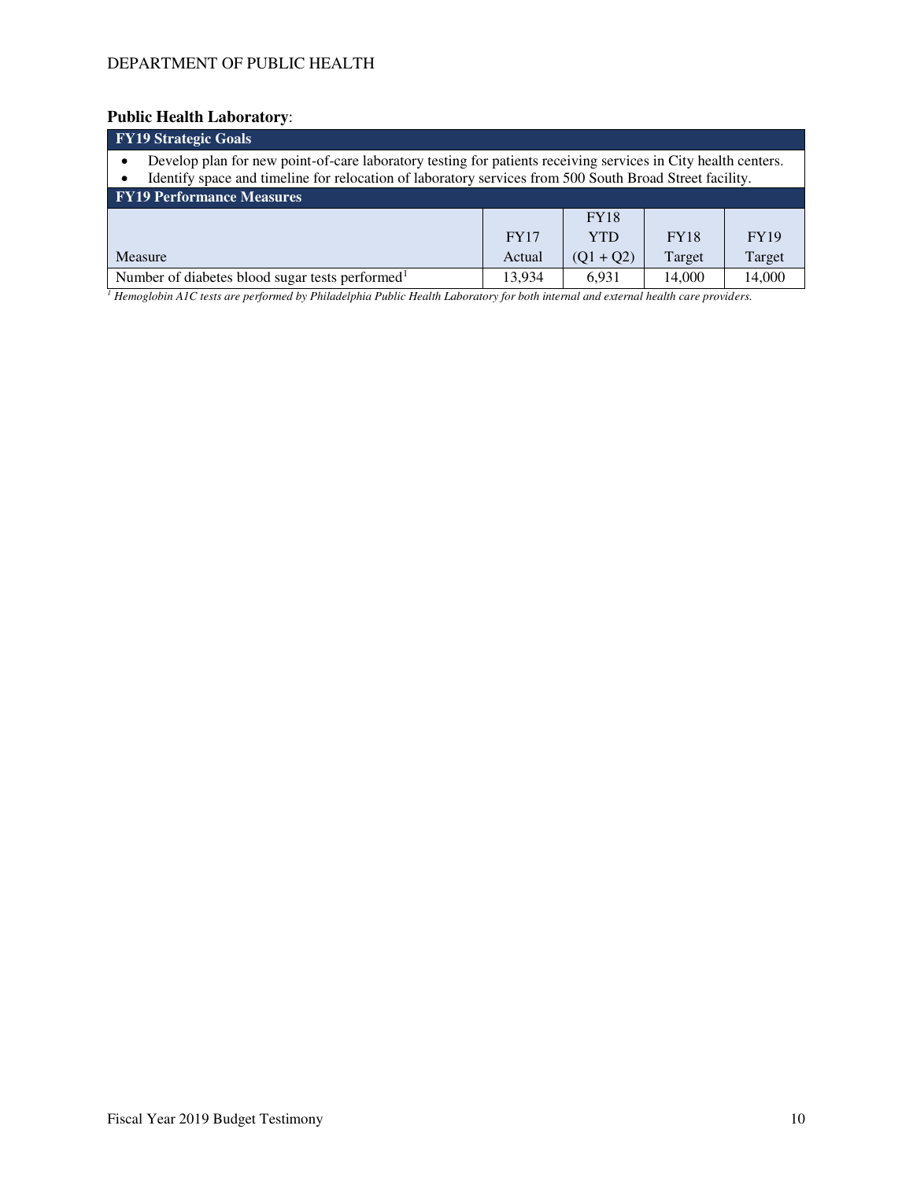**Public Health Laboratory**:

| FY19 Strategic Goals |
|---|
| • Develop plan for new point-of-care laboratory testing for patients receiving services in City health centers. |
| • Identify space and timeline for relocation of laboratory services from 500 South Broad Street facility. |

| FY19 Performance Measures | | | | |
|---|---|---|---|---|
| Measure | FY17 Actual | FY18 YTD (Q1 + Q2) | FY18 Target | FY19 Target |
| Number of diabetes blood sugar tests performed[1] | 13,934 | 6,931 | 14,000 | 14,000 |

*[1] Hemoglobin A1C tests are performed by Philadelphia Public Health Laboratory for both internal and external health care providers.*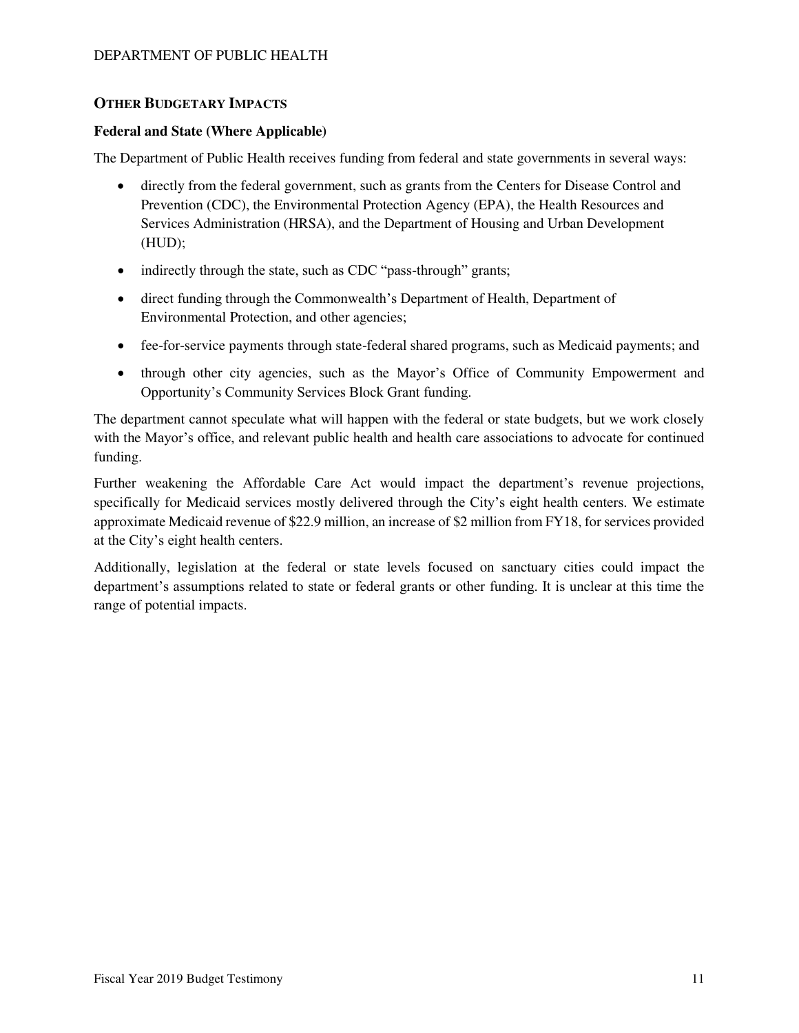## OTHER BUDGETARY IMPACTS

### Federal and State (Where Applicable)

The Department of Public Health receives funding from federal and state governments in several ways:

- directly from the federal government, such as grants from the Centers for Disease Control and Prevention (CDC), the Environmental Protection Agency (EPA), the Health Resources and Services Administration (HRSA), and the Department of Housing and Urban Development (HUD);
- indirectly through the state, such as CDC "pass-through" grants;
- direct funding through the Commonwealth's Department of Health, Department of Environmental Protection, and other agencies;
- fee-for-service payments through state-federal shared programs, such as Medicaid payments; and
- through other city agencies, such as the Mayor's Office of Community Empowerment and Opportunity's Community Services Block Grant funding.

The department cannot speculate what will happen with the federal or state budgets, but we work closely with the Mayor's office, and relevant public health and health care associations to advocate for continued funding.

Further weakening the Affordable Care Act would impact the department's revenue projections, specifically for Medicaid services mostly delivered through the City's eight health centers. We estimate approximate Medicaid revenue of $22.9 million, an increase of $2 million from FY18, for services provided at the City's eight health centers.

Additionally, legislation at the federal or state levels focused on sanctuary cities could impact the department's assumptions related to state or federal grants or other funding. It is unclear at this time the range of potential impacts.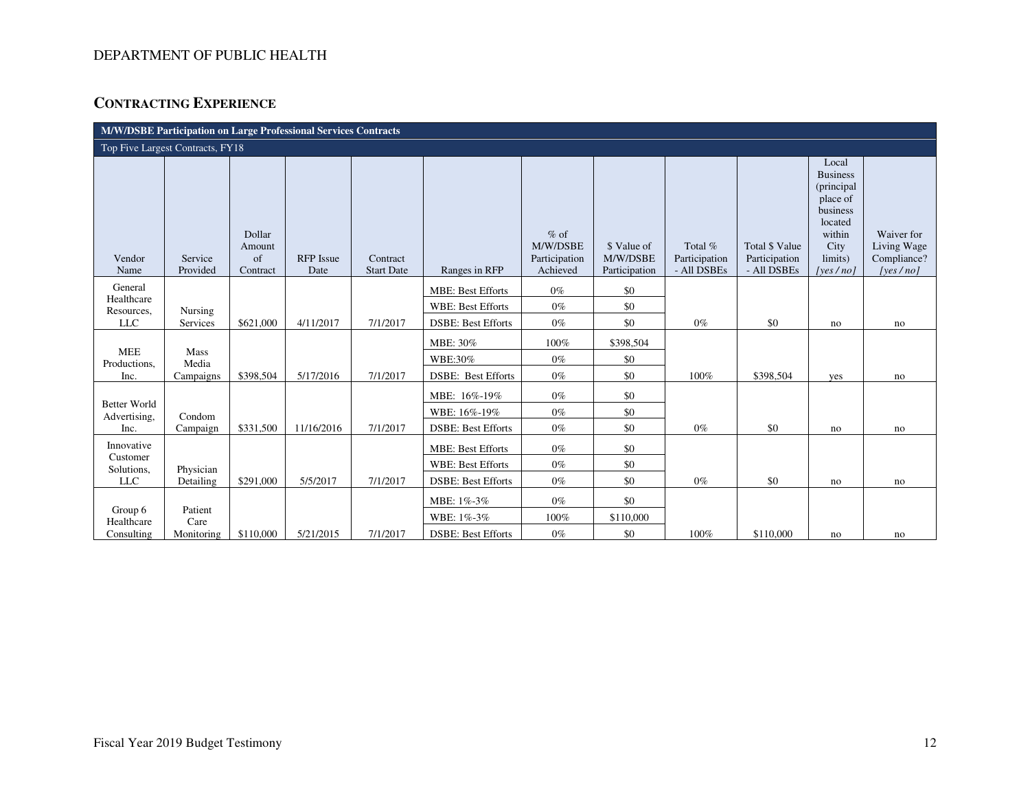DEPARTMENT OF PUBLIC HEALTH

## CONTRACTING EXPERIENCE

| M/W/DSBE Participation on Large Professional Services Contracts | | | | | | | | | | | |
|---|---|---|---|---|---|---|---|---|---|---|---|
| Top Five Largest Contracts, FY18 | | | | | | | | | | | |
| Vendor Name | Service Provided | Dollar Amount of Contract | RFP Issue Date | Contract Start Date | Ranges in RFP | % of M/W/DSBE Participation Achieved | $ Value of M/W/DSBE Participation | Total % Participation - All DSBEs | Total $ Value Participation - All DSBEs | Local Business (principal place of business located within City limits) *[yes / no]* | Waiver for Living Wage Compliance? *[yes / no]* |
| General Healthcare Resources, LLC | Nursing Services | $621,000 | 4/11/2017 | 7/1/2017 | MBE: Best Efforts | 0% | $0 | 0% | $0 | no | no |
| | | | | | WBE: Best Efforts | 0% | $0 | | | | |
| | | | | | DSBE: Best Efforts | 0% | $0 | | | | |
| MEE Productions, Inc. | Mass Media Campaigns | $398,504 | 5/17/2016 | 7/1/2017 | MBE: 30% | 100% | $398,504 | 100% | $398,504 | yes | no |
| | | | | | WBE:30% | 0% | $0 | | | | |
| | | | | | DSBE: Best Efforts | 0% | $0 | | | | |
| Better World Advertising, Inc. | Condom Campaign | $331,500 | 11/16/2016 | 7/1/2017 | MBE: 16%-19% | 0% | $0 | 0% | $0 | no | no |
| | | | | | WBE: 16%-19% | 0% | $0 | | | | |
| | | | | | DSBE: Best Efforts | 0% | $0 | | | | |
| Innovative Customer Solutions, LLC | Physician Detailing | $291,000 | 5/5/2017 | 7/1/2017 | MBE: Best Efforts | 0% | $0 | 0% | $0 | no | no |
| | | | | | WBE: Best Efforts | 0% | $0 | | | | |
| | | | | | DSBE: Best Efforts | 0% | $0 | | | | |
| Group 6 Healthcare Consulting | Patient Care Monitoring | $110,000 | 5/21/2015 | 7/1/2017 | MBE: 1%-3% | 0% | $0 | 100% | $110,000 | no | no |
| | | | | | WBE: 1%-3% | 100% | $110,000 | | | | |
| | | | | | DSBE: Best Efforts | 0% | $0 | | | | |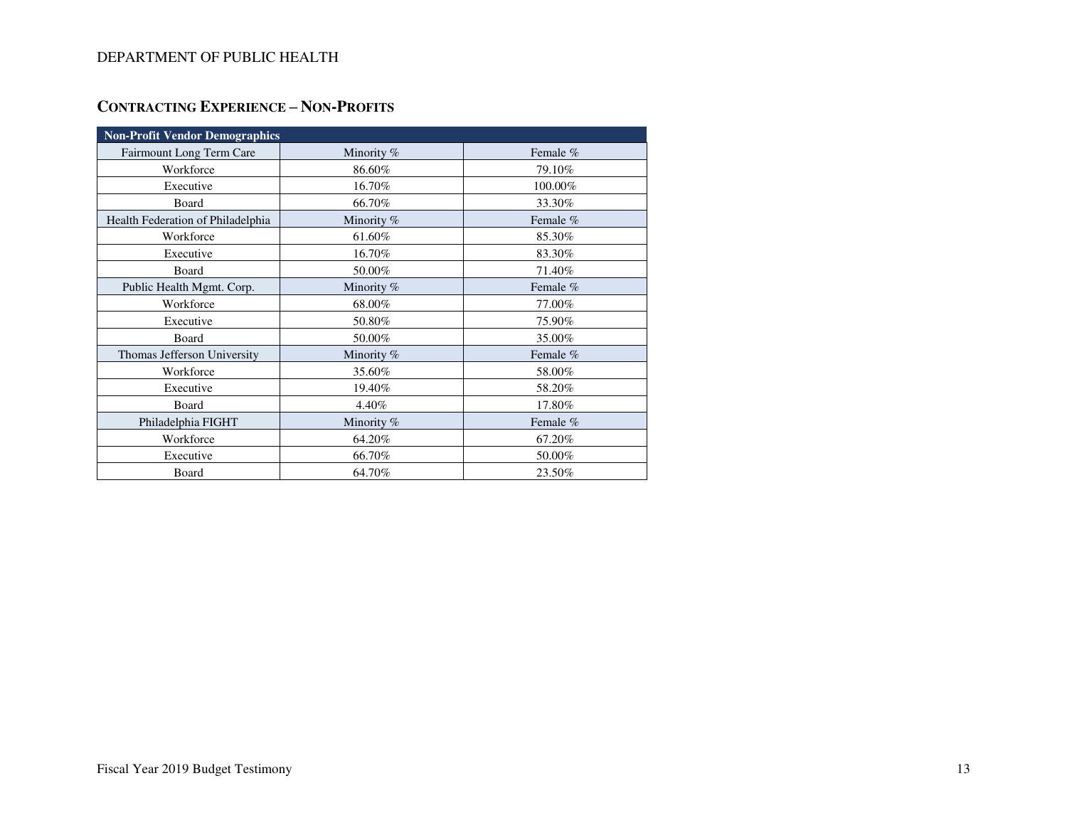## CONTRACTING EXPERIENCE – NON-PROFITS

| Non-Profit Vendor Demographics | | |
|---|---|---|
| Fairmount Long Term Care | Minority % | Female % |
| Workforce | 86.60% | 79.10% |
| Executive | 16.70% | 100.00% |
| Board | 66.70% | 33.30% |
| Health Federation of Philadelphia | Minority % | Female % |
| Workforce | 61.60% | 85.30% |
| Executive | 16.70% | 83.30% |
| Board | 50.00% | 71.40% |
| Public Health Mgmt. Corp. | Minority % | Female % |
| Workforce | 68.00% | 77.00% |
| Executive | 50.80% | 75.90% |
| Board | 50.00% | 35.00% |
| Thomas Jefferson University | Minority % | Female % |
| Workforce | 35.60% | 58.00% |
| Executive | 19.40% | 58.20% |
| Board | 4.40% | 17.80% |
| Philadelphia FIGHT | Minority % | Female % |
| Workforce | 64.20% | 67.20% |
| Executive | 66.70% | 50.00% |
| Board | 64.70% | 23.50% |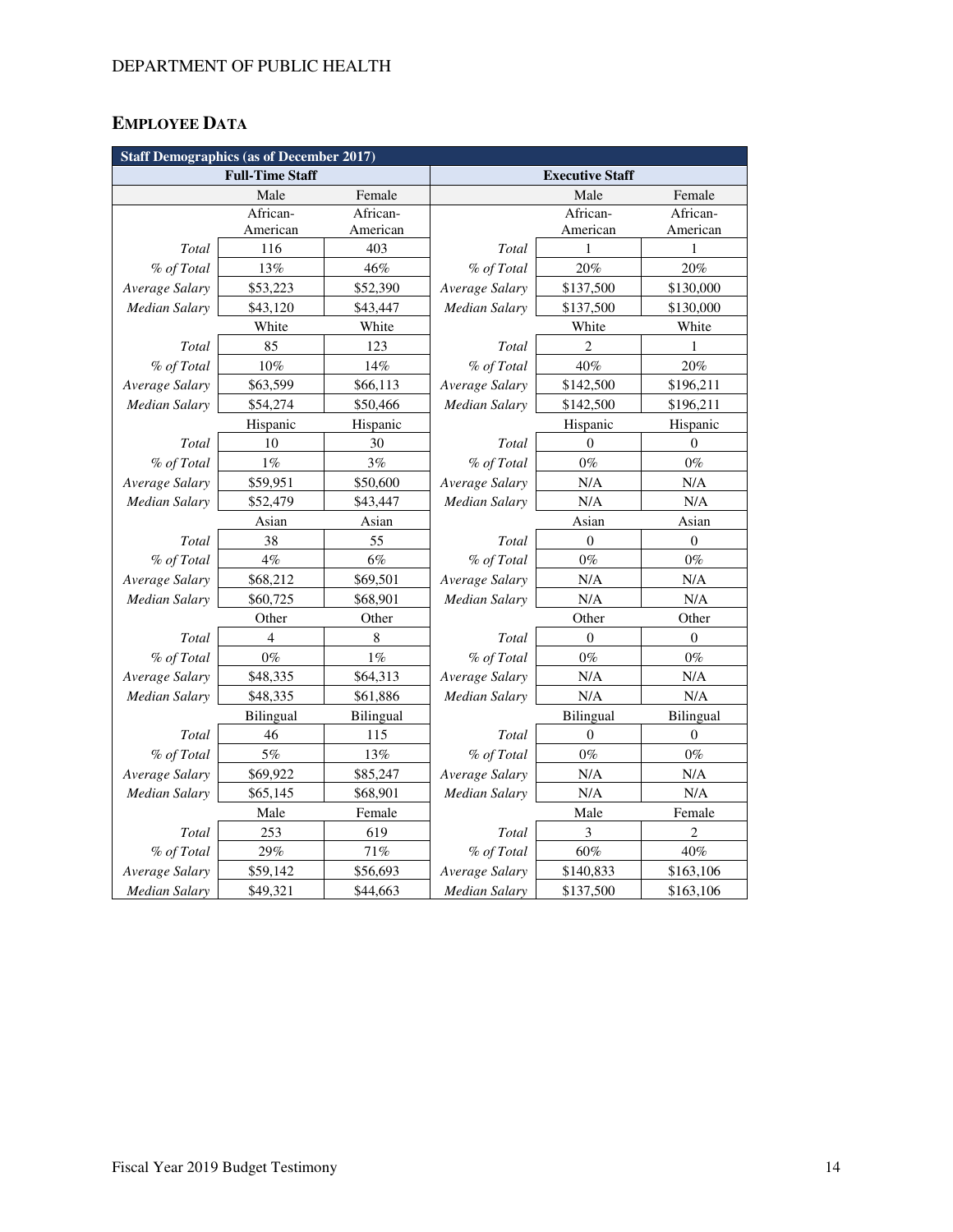## EMPLOYEE DATA

| Staff Demographics (as of December 2017) | | | | | |
|---|---|---|---|---|---|
| **Full-Time Staff** | | | **Executive Staff** | | |
| | Male | Female | | Male | Female |
| | African-American | African-American | | African-American | African-American |
| *Total* | 116 | 403 | *Total* | 1 | 1 |
| *% of Total* | 13% | 46% | *% of Total* | 20% | 20% |
| *Average Salary* | $53,223 | $52,390 | *Average Salary* | $137,500 | $130,000 |
| *Median Salary* | $43,120 | $43,447 | *Median Salary* | $137,500 | $130,000 |
| | White | White | | White | White |
| *Total* | 85 | 123 | *Total* | 2 | 1 |
| *% of Total* | 10% | 14% | *% of Total* | 40% | 20% |
| *Average Salary* | $63,599 | $66,113 | *Average Salary* | $142,500 | $196,211 |
| *Median Salary* | $54,274 | $50,466 | *Median Salary* | $142,500 | $196,211 |
| | Hispanic | Hispanic | | Hispanic | Hispanic |
| *Total* | 10 | 30 | *Total* | 0 | 0 |
| *% of Total* | 1% | 3% | *% of Total* | 0% | 0% |
| *Average Salary* | $59,951 | $50,600 | *Average Salary* | N/A | N/A |
| *Median Salary* | $52,479 | $43,447 | *Median Salary* | N/A | N/A |
| | Asian | Asian | | Asian | Asian |
| *Total* | 38 | 55 | *Total* | 0 | 0 |
| *% of Total* | 4% | 6% | *% of Total* | 0% | 0% |
| *Average Salary* | $68,212 | $69,501 | *Average Salary* | N/A | N/A |
| *Median Salary* | $60,725 | $68,901 | *Median Salary* | N/A | N/A |
| | Other | Other | | Other | Other |
| *Total* | 4 | 8 | *Total* | 0 | 0 |
| *% of Total* | 0% | 1% | *% of Total* | 0% | 0% |
| *Average Salary* | $48,335 | $64,313 | *Average Salary* | N/A | N/A |
| *Median Salary* | $48,335 | $61,886 | *Median Salary* | N/A | N/A |
| | Bilingual | Bilingual | | Bilingual | Bilingual |
| *Total* | 46 | 115 | *Total* | 0 | 0 |
| *% of Total* | 5% | 13% | *% of Total* | 0% | 0% |
| *Average Salary* | $69,922 | $85,247 | *Average Salary* | N/A | N/A |
| *Median Salary* | $65,145 | $68,901 | *Median Salary* | N/A | N/A |
| | Male | Female | | Male | Female |
| *Total* | 253 | 619 | *Total* | 3 | 2 |
| *% of Total* | 29% | 71% | *% of Total* | 60% | 40% |
| *Average Salary* | $59,142 | $56,693 | *Average Salary* | $140,833 | $163,106 |
| *Median Salary* | $49,321 | $44,663 | *Median Salary* | $137,500 | $163,106 |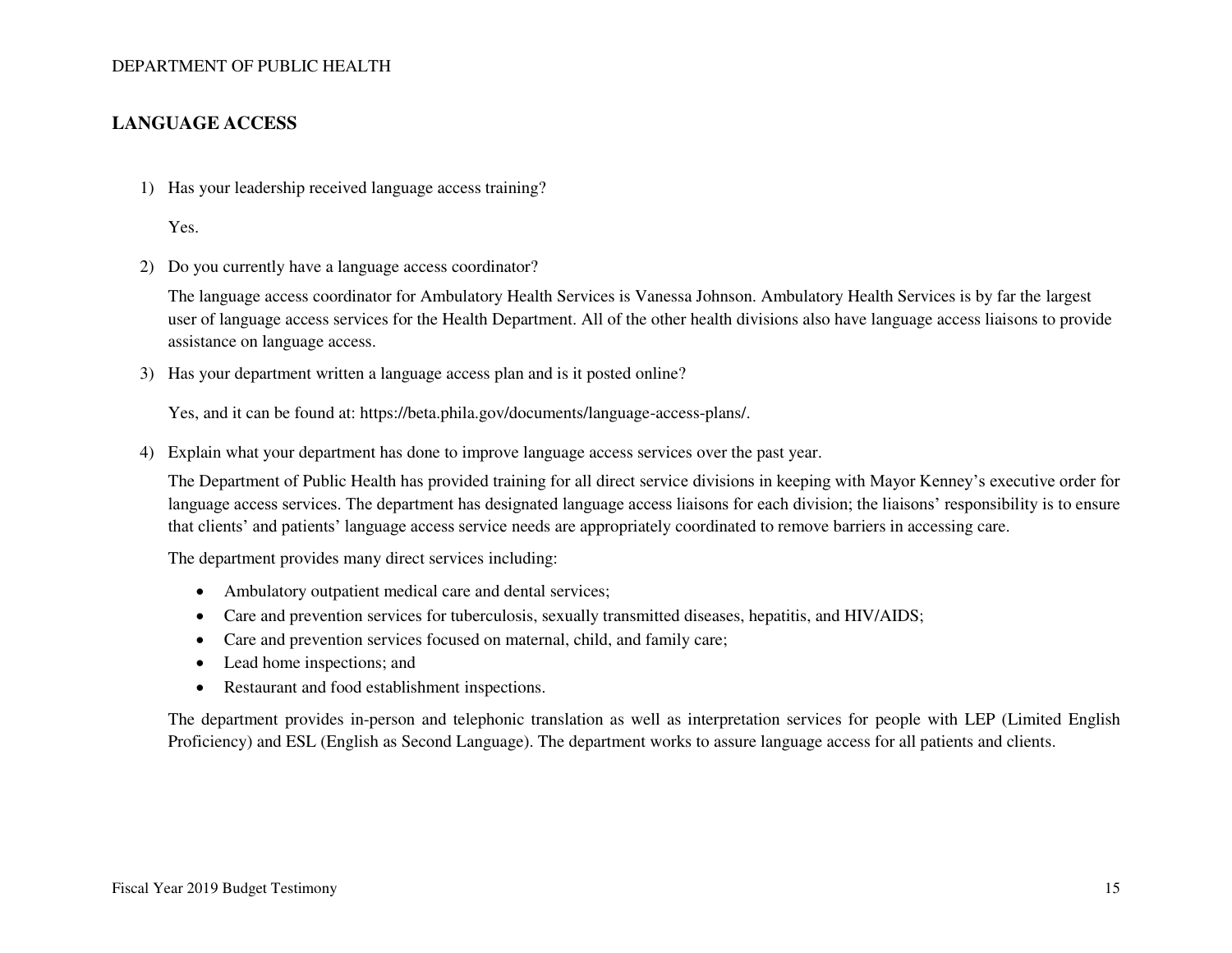## LANGUAGE ACCESS

1) Has your leadership received language access training?

   Yes.

2) Do you currently have a language access coordinator?

   The language access coordinator for Ambulatory Health Services is Vanessa Johnson. Ambulatory Health Services is by far the largest user of language access services for the Health Department. All of the other health divisions also have language access liaisons to provide assistance on language access.

3) Has your department written a language access plan and is it posted online?

   Yes, and it can be found at: https://beta.phila.gov/documents/language-access-plans/.

4) Explain what your department has done to improve language access services over the past year.

   The Department of Public Health has provided training for all direct service divisions in keeping with Mayor Kenney's executive order for language access services. The department has designated language access liaisons for each division; the liaisons' responsibility is to ensure that clients' and patients' language access service needs are appropriately coordinated to remove barriers in accessing care.

   The department provides many direct services including:

   - Ambulatory outpatient medical care and dental services;
   - Care and prevention services for tuberculosis, sexually transmitted diseases, hepatitis, and HIV/AIDS;
   - Care and prevention services focused on maternal, child, and family care;
   - Lead home inspections; and
   - Restaurant and food establishment inspections.

   The department provides in-person and telephonic translation as well as interpretation services for people with LEP (Limited English Proficiency) and ESL (English as Second Language). The department works to assure language access for all patients and clients.